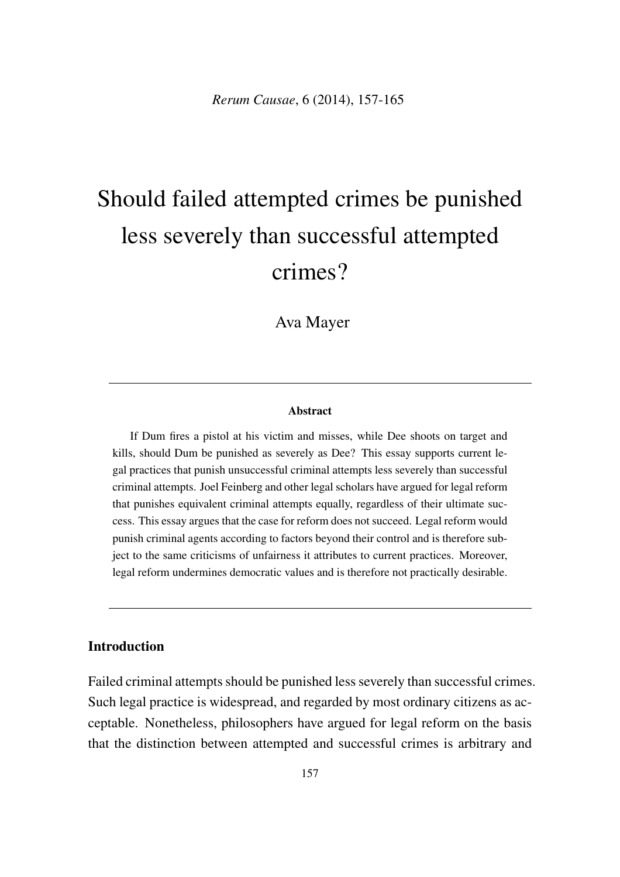# Should failed attempted crimes be punished less severely than successful attempted crimes?

Ava Mayer

---

**Abstract**

If Dum fires a pistol at his victim and misses, while Dee shoots on target and kills, should Dum be punished as severely as Dee? This essay supports current legal practices that punish unsuccessful criminal attempts less severely than successful criminal attempts. Joel Feinberg and other legal scholars have argued for legal reform that punishes equivalent criminal attempts equally, regardless of their ultimate success. This essay argues that the case for reform does not succeed. Legal reform would punish criminal agents according to factors beyond their control and is therefore subject to the same criticisms of unfairness it attributes to current practices. Moreover, legal reform undermines democratic values and is therefore not practically desirable.

---

## Introduction

Failed criminal attempts should be punished less severely than successful crimes. Such legal practice is widespread, and regarded by most ordinary citizens as acceptable. Nonetheless, philosophers have argued for legal reform on the basis that the distinction between attempted and successful crimes is arbitrary and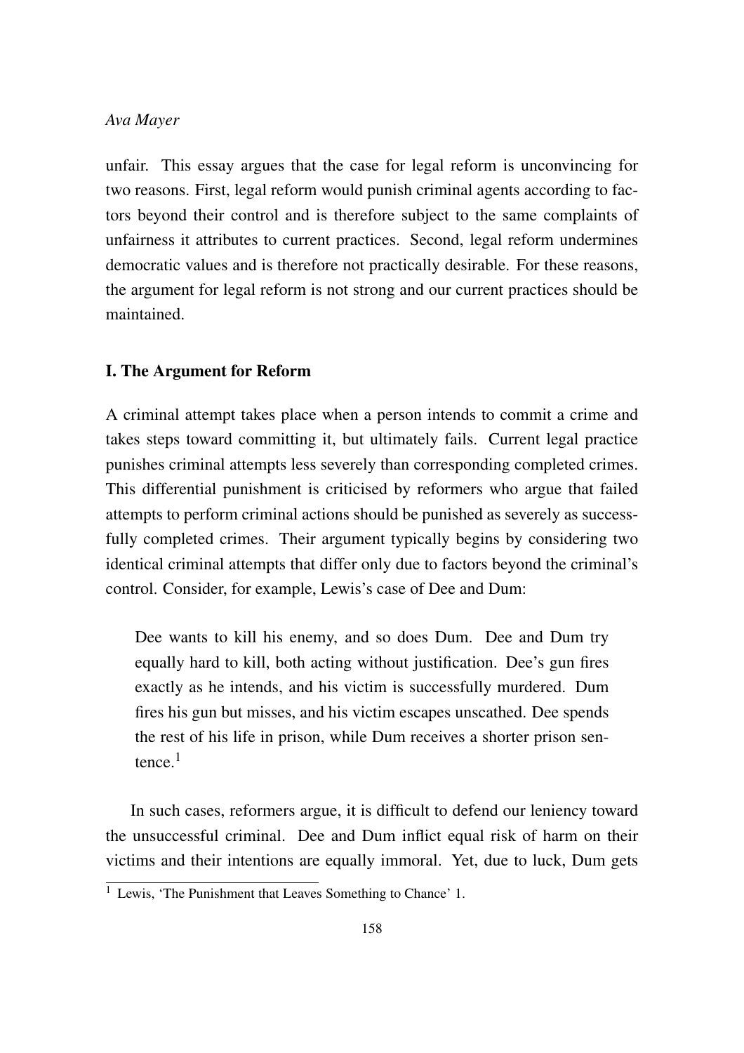unfair. This essay argues that the case for legal reform is unconvincing for two reasons. First, legal reform would punish criminal agents according to factors beyond their control and is therefore subject to the same complaints of unfairness it attributes to current practices. Second, legal reform undermines democratic values and is therefore not practically desirable. For these reasons, the argument for legal reform is not strong and our current practices should be maintained.

## I. The Argument for Reform

A criminal attempt takes place when a person intends to commit a crime and takes steps toward committing it, but ultimately fails. Current legal practice punishes criminal attempts less severely than corresponding completed crimes. This differential punishment is criticised by reformers who argue that failed attempts to perform criminal actions should be punished as severely as successfully completed crimes. Their argument typically begins by considering two identical criminal attempts that differ only due to factors beyond the criminal's control. Consider, for example, Lewis's case of Dee and Dum:

> Dee wants to kill his enemy, and so does Dum. Dee and Dum try equally hard to kill, both acting without justification. Dee's gun fires exactly as he intends, and his victim is successfully murdered. Dum fires his gun but misses, and his victim escapes unscathed. Dee spends the rest of his life in prison, while Dum receives a shorter prison sentence.[1]

In such cases, reformers argue, it is difficult to defend our leniency toward the unsuccessful criminal. Dee and Dum inflict equal risk of harm on their victims and their intentions are equally immoral. Yet, due to luck, Dum gets

[1] Lewis, 'The Punishment that Leaves Something to Chance' 1.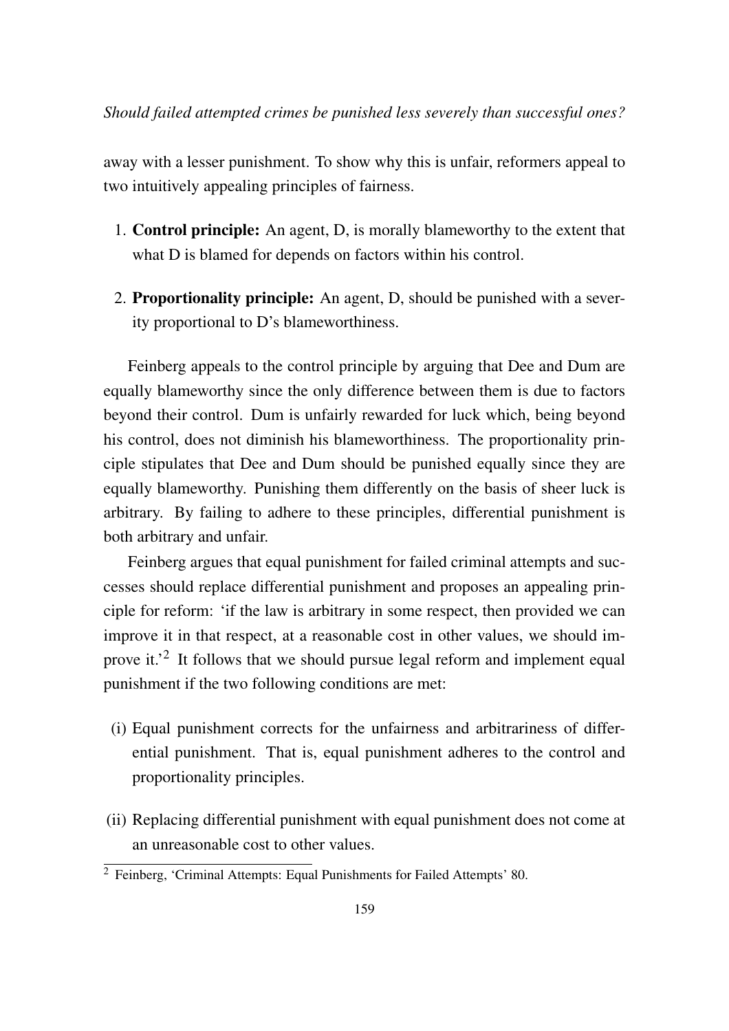away with a lesser punishment. To show why this is unfair, reformers appeal to two intuitively appealing principles of fairness.

1. **Control principle:** An agent, D, is morally blameworthy to the extent that what D is blamed for depends on factors within his control.

2. **Proportionality principle:** An agent, D, should be punished with a severity proportional to D's blameworthiness.

Feinberg appeals to the control principle by arguing that Dee and Dum are equally blameworthy since the only difference between them is due to factors beyond their control. Dum is unfairly rewarded for luck which, being beyond his control, does not diminish his blameworthiness. The proportionality principle stipulates that Dee and Dum should be punished equally since they are equally blameworthy. Punishing them differently on the basis of sheer luck is arbitrary. By failing to adhere to these principles, differential punishment is both arbitrary and unfair.

Feinberg argues that equal punishment for failed criminal attempts and successes should replace differential punishment and proposes an appealing principle for reform: 'if the law is arbitrary in some respect, then provided we can improve it in that respect, at a reasonable cost in other values, we should improve it.'[2] It follows that we should pursue legal reform and implement equal punishment if the two following conditions are met:

(i) Equal punishment corrects for the unfairness and arbitrariness of differential punishment. That is, equal punishment adheres to the control and proportionality principles.

(ii) Replacing differential punishment with equal punishment does not come at an unreasonable cost to other values.

[2] Feinberg, 'Criminal Attempts: Equal Punishments for Failed Attempts' 80.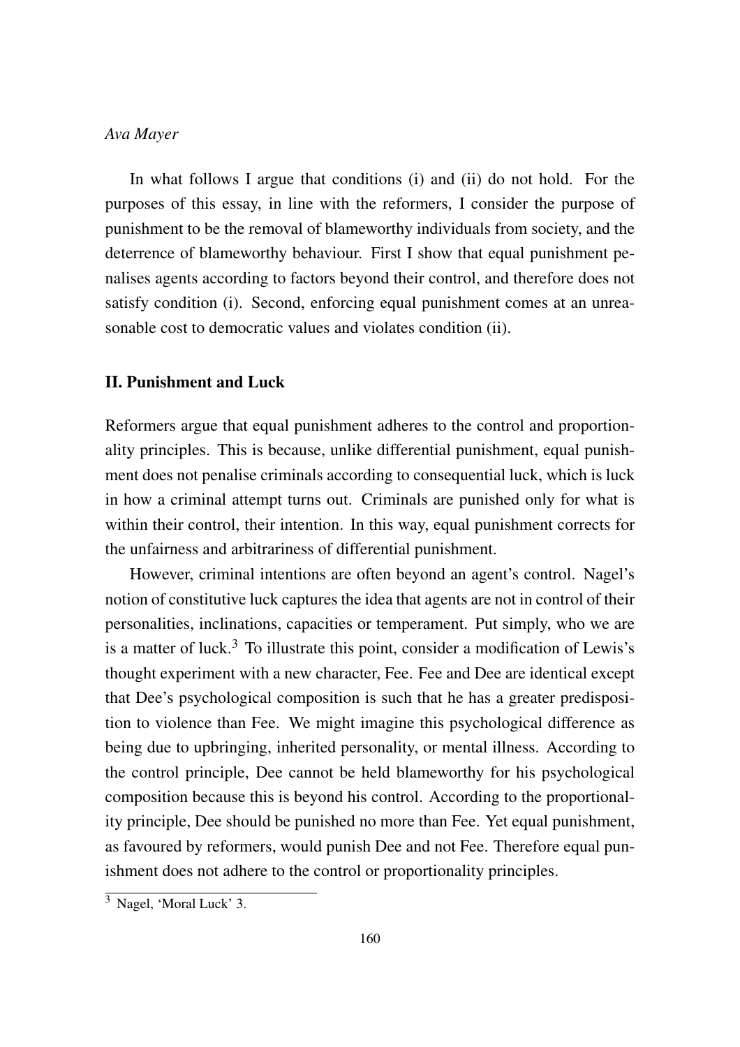In what follows I argue that conditions (i) and (ii) do not hold. For the purposes of this essay, in line with the reformers, I consider the purpose of punishment to be the removal of blameworthy individuals from society, and the deterrence of blameworthy behaviour. First I show that equal punishment penalises agents according to factors beyond their control, and therefore does not satisfy condition (i). Second, enforcing equal punishment comes at an unreasonable cost to democratic values and violates condition (ii).

## II. Punishment and Luck

Reformers argue that equal punishment adheres to the control and proportionality principles. This is because, unlike differential punishment, equal punishment does not penalise criminals according to consequential luck, which is luck in how a criminal attempt turns out. Criminals are punished only for what is within their control, their intention. In this way, equal punishment corrects for the unfairness and arbitrariness of differential punishment.

However, criminal intentions are often beyond an agent's control. Nagel's notion of constitutive luck captures the idea that agents are not in control of their personalities, inclinations, capacities or temperament. Put simply, who we are is a matter of luck.[3] To illustrate this point, consider a modification of Lewis's thought experiment with a new character, Fee. Fee and Dee are identical except that Dee's psychological composition is such that he has a greater predisposition to violence than Fee. We might imagine this psychological difference as being due to upbringing, inherited personality, or mental illness. According to the control principle, Dee cannot be held blameworthy for his psychological composition because this is beyond his control. According to the proportionality principle, Dee should be punished no more than Fee. Yet equal punishment, as favoured by reformers, would punish Dee and not Fee. Therefore equal punishment does not adhere to the control or proportionality principles.

[3] Nagel, 'Moral Luck' 3.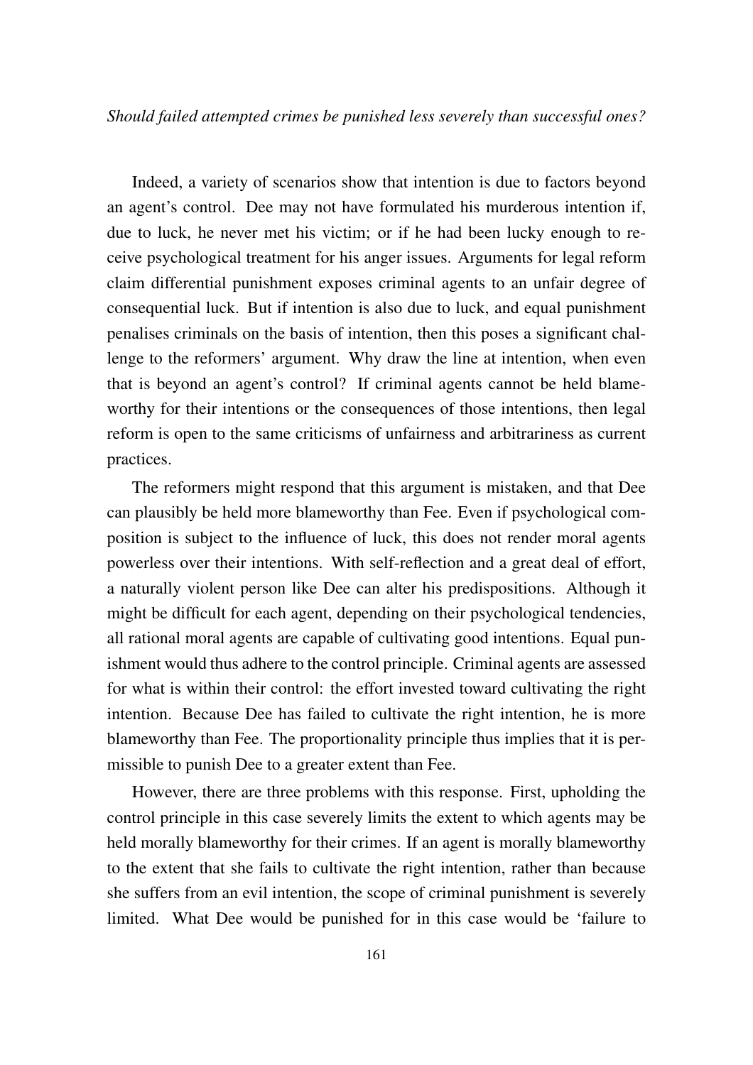Indeed, a variety of scenarios show that intention is due to factors beyond an agent's control. Dee may not have formulated his murderous intention if, due to luck, he never met his victim; or if he had been lucky enough to receive psychological treatment for his anger issues. Arguments for legal reform claim differential punishment exposes criminal agents to an unfair degree of consequential luck. But if intention is also due to luck, and equal punishment penalises criminals on the basis of intention, then this poses a significant challenge to the reformers' argument. Why draw the line at intention, when even that is beyond an agent's control? If criminal agents cannot be held blameworthy for their intentions or the consequences of those intentions, then legal reform is open to the same criticisms of unfairness and arbitrariness as current practices.

The reformers might respond that this argument is mistaken, and that Dee can plausibly be held more blameworthy than Fee. Even if psychological composition is subject to the influence of luck, this does not render moral agents powerless over their intentions. With self-reflection and a great deal of effort, a naturally violent person like Dee can alter his predispositions. Although it might be difficult for each agent, depending on their psychological tendencies, all rational moral agents are capable of cultivating good intentions. Equal punishment would thus adhere to the control principle. Criminal agents are assessed for what is within their control: the effort invested toward cultivating the right intention. Because Dee has failed to cultivate the right intention, he is more blameworthy than Fee. The proportionality principle thus implies that it is permissible to punish Dee to a greater extent than Fee.

However, there are three problems with this response. First, upholding the control principle in this case severely limits the extent to which agents may be held morally blameworthy for their crimes. If an agent is morally blameworthy to the extent that she fails to cultivate the right intention, rather than because she suffers from an evil intention, the scope of criminal punishment is severely limited. What Dee would be punished for in this case would be 'failure to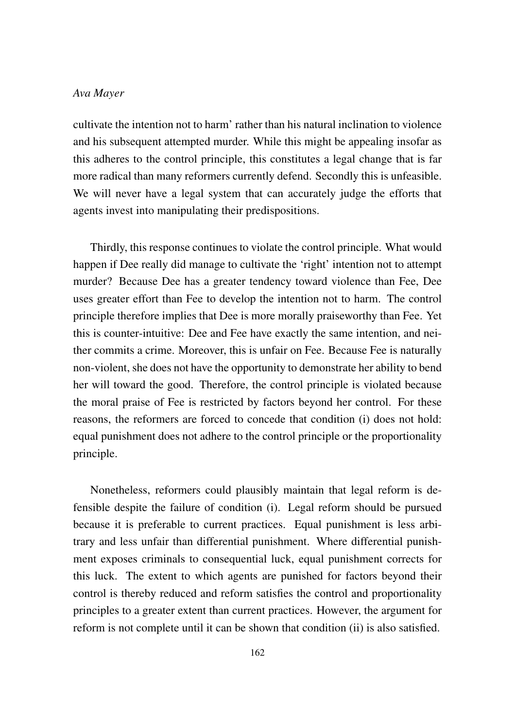cultivate the intention not to harm' rather than his natural inclination to violence and his subsequent attempted murder. While this might be appealing insofar as this adheres to the control principle, this constitutes a legal change that is far more radical than many reformers currently defend. Secondly this is unfeasible. We will never have a legal system that can accurately judge the efforts that agents invest into manipulating their predispositions.

Thirdly, this response continues to violate the control principle. What would happen if Dee really did manage to cultivate the 'right' intention not to attempt murder? Because Dee has a greater tendency toward violence than Fee, Dee uses greater effort than Fee to develop the intention not to harm. The control principle therefore implies that Dee is more morally praiseworthy than Fee. Yet this is counter-intuitive: Dee and Fee have exactly the same intention, and neither commits a crime. Moreover, this is unfair on Fee. Because Fee is naturally non-violent, she does not have the opportunity to demonstrate her ability to bend her will toward the good. Therefore, the control principle is violated because the moral praise of Fee is restricted by factors beyond her control. For these reasons, the reformers are forced to concede that condition (i) does not hold: equal punishment does not adhere to the control principle or the proportionality principle.

Nonetheless, reformers could plausibly maintain that legal reform is defensible despite the failure of condition (i). Legal reform should be pursued because it is preferable to current practices. Equal punishment is less arbitrary and less unfair than differential punishment. Where differential punishment exposes criminals to consequential luck, equal punishment corrects for this luck. The extent to which agents are punished for factors beyond their control is thereby reduced and reform satisfies the control and proportionality principles to a greater extent than current practices. However, the argument for reform is not complete until it can be shown that condition (ii) is also satisfied.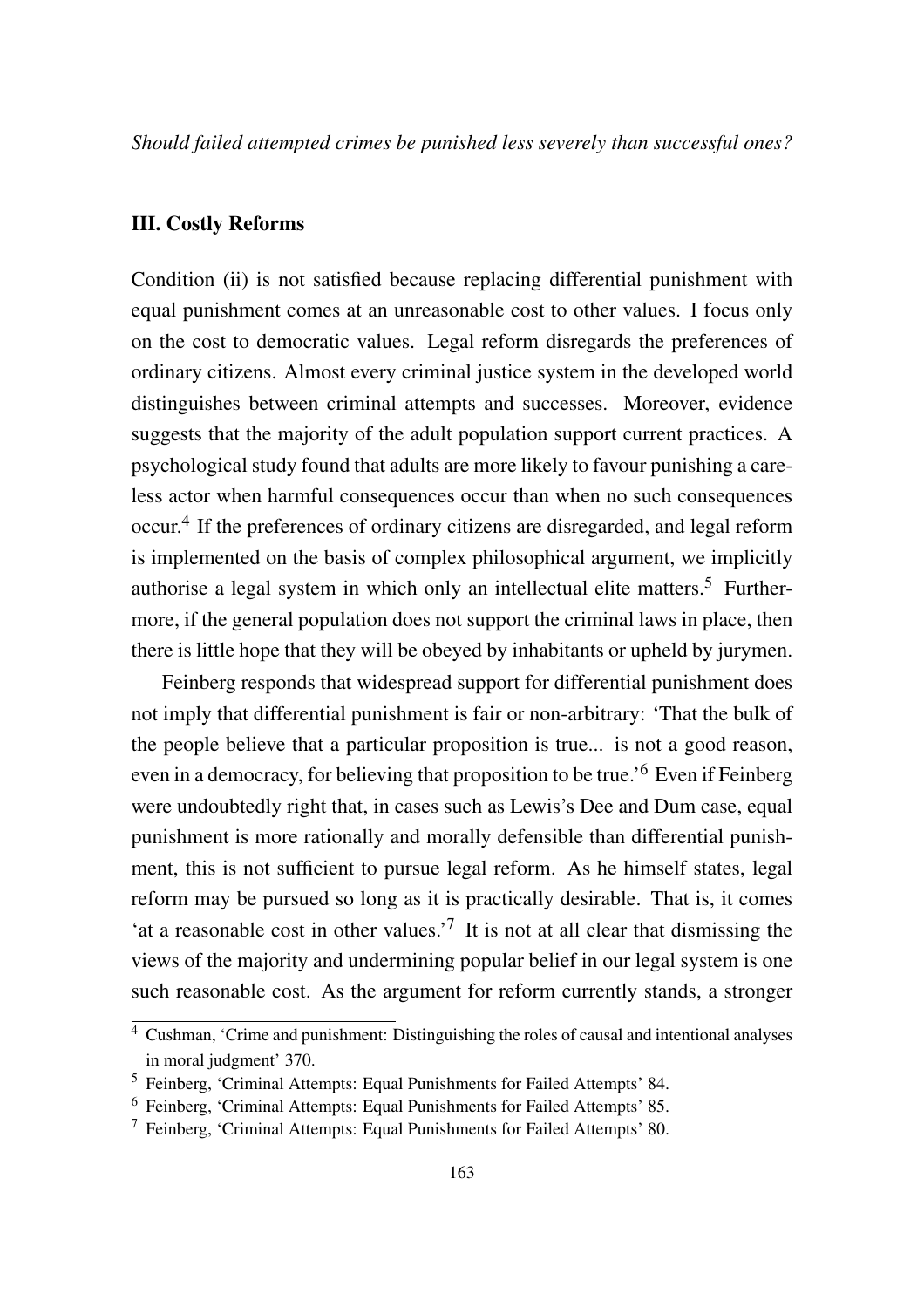*Should failed attempted crimes be punished less severely than successful ones?*

### III. Costly Reforms

Condition (ii) is not satisfied because replacing differential punishment with equal punishment comes at an unreasonable cost to other values. I focus only on the cost to democratic values. Legal reform disregards the preferences of ordinary citizens. Almost every criminal justice system in the developed world distinguishes between criminal attempts and successes. Moreover, evidence suggests that the majority of the adult population support current practices. A psychological study found that adults are more likely to favour punishing a careless actor when harmful consequences occur than when no such consequences occur.[4] If the preferences of ordinary citizens are disregarded, and legal reform is implemented on the basis of complex philosophical argument, we implicitly authorise a legal system in which only an intellectual elite matters.[5] Furthermore, if the general population does not support the criminal laws in place, then there is little hope that they will be obeyed by inhabitants or upheld by jurymen.

Feinberg responds that widespread support for differential punishment does not imply that differential punishment is fair or non-arbitrary: 'That the bulk of the people believe that a particular proposition is true... is not a good reason, even in a democracy, for believing that proposition to be true.'[6] Even if Feinberg were undoubtedly right that, in cases such as Lewis's Dee and Dum case, equal punishment is more rationally and morally defensible than differential punishment, this is not sufficient to pursue legal reform. As he himself states, legal reform may be pursued so long as it is practically desirable. That is, it comes 'at a reasonable cost in other values.'[7] It is not at all clear that dismissing the views of the majority and undermining popular belief in our legal system is one such reasonable cost. As the argument for reform currently stands, a stronger

[4] Cushman, 'Crime and punishment: Distinguishing the roles of causal and intentional analyses in moral judgment' 370.

[5] Feinberg, 'Criminal Attempts: Equal Punishments for Failed Attempts' 84.

[6] Feinberg, 'Criminal Attempts: Equal Punishments for Failed Attempts' 85.

[7] Feinberg, 'Criminal Attempts: Equal Punishments for Failed Attempts' 80.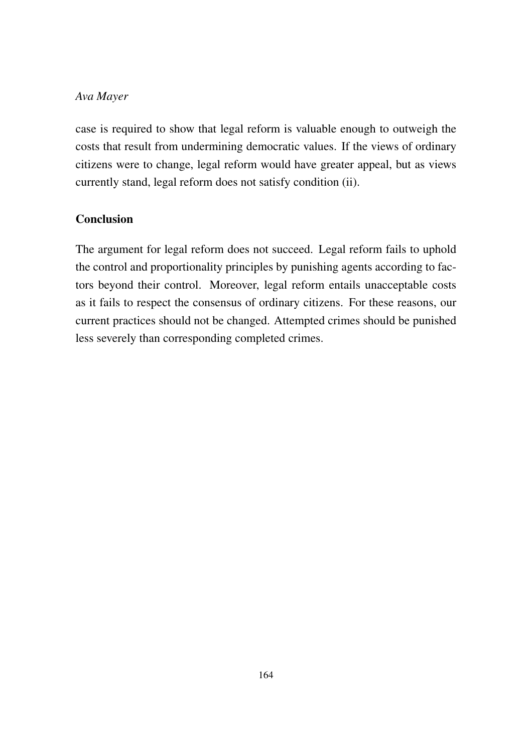case is required to show that legal reform is valuable enough to outweigh the costs that result from undermining democratic values. If the views of ordinary citizens were to change, legal reform would have greater appeal, but as views currently stand, legal reform does not satisfy condition (ii).

## Conclusion

The argument for legal reform does not succeed. Legal reform fails to uphold the control and proportionality principles by punishing agents according to factors beyond their control. Moreover, legal reform entails unacceptable costs as it fails to respect the consensus of ordinary citizens. For these reasons, our current practices should not be changed. Attempted crimes should be punished less severely than corresponding completed crimes.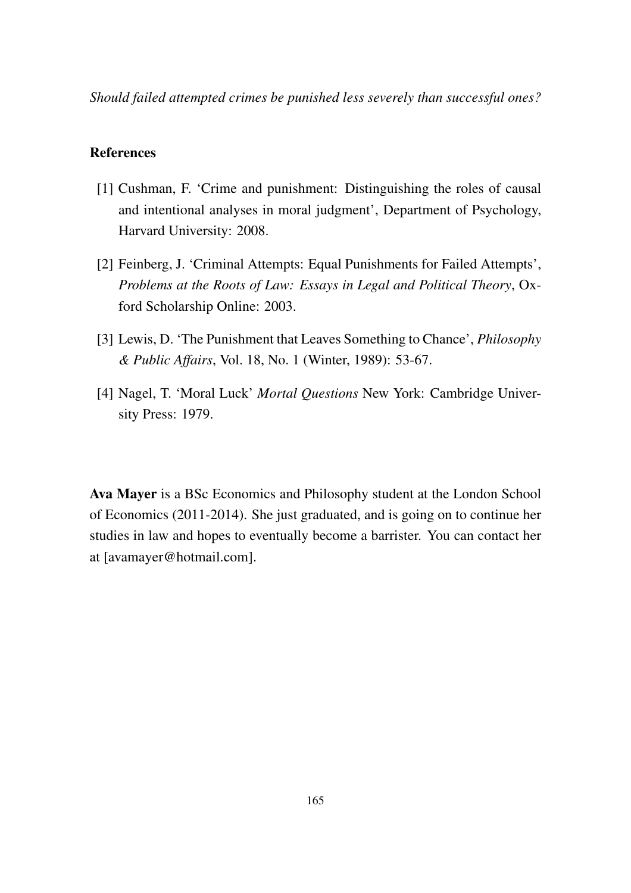## References

[1] Cushman, F. 'Crime and punishment: Distinguishing the roles of causal and intentional analyses in moral judgment', Department of Psychology, Harvard University: 2008.

[2] Feinberg, J. 'Criminal Attempts: Equal Punishments for Failed Attempts', *Problems at the Roots of Law: Essays in Legal and Political Theory*, Oxford Scholarship Online: 2003.

[3] Lewis, D. 'The Punishment that Leaves Something to Chance', *Philosophy & Public Affairs*, Vol. 18, No. 1 (Winter, 1989): 53-67.

[4] Nagel, T. 'Moral Luck' *Mortal Questions* New York: Cambridge University Press: 1979.

**Ava Mayer** is a BSc Economics and Philosophy student at the London School of Economics (2011-2014). She just graduated, and is going on to continue her studies in law and hopes to eventually become a barrister. You can contact her at [avamayer@hotmail.com].